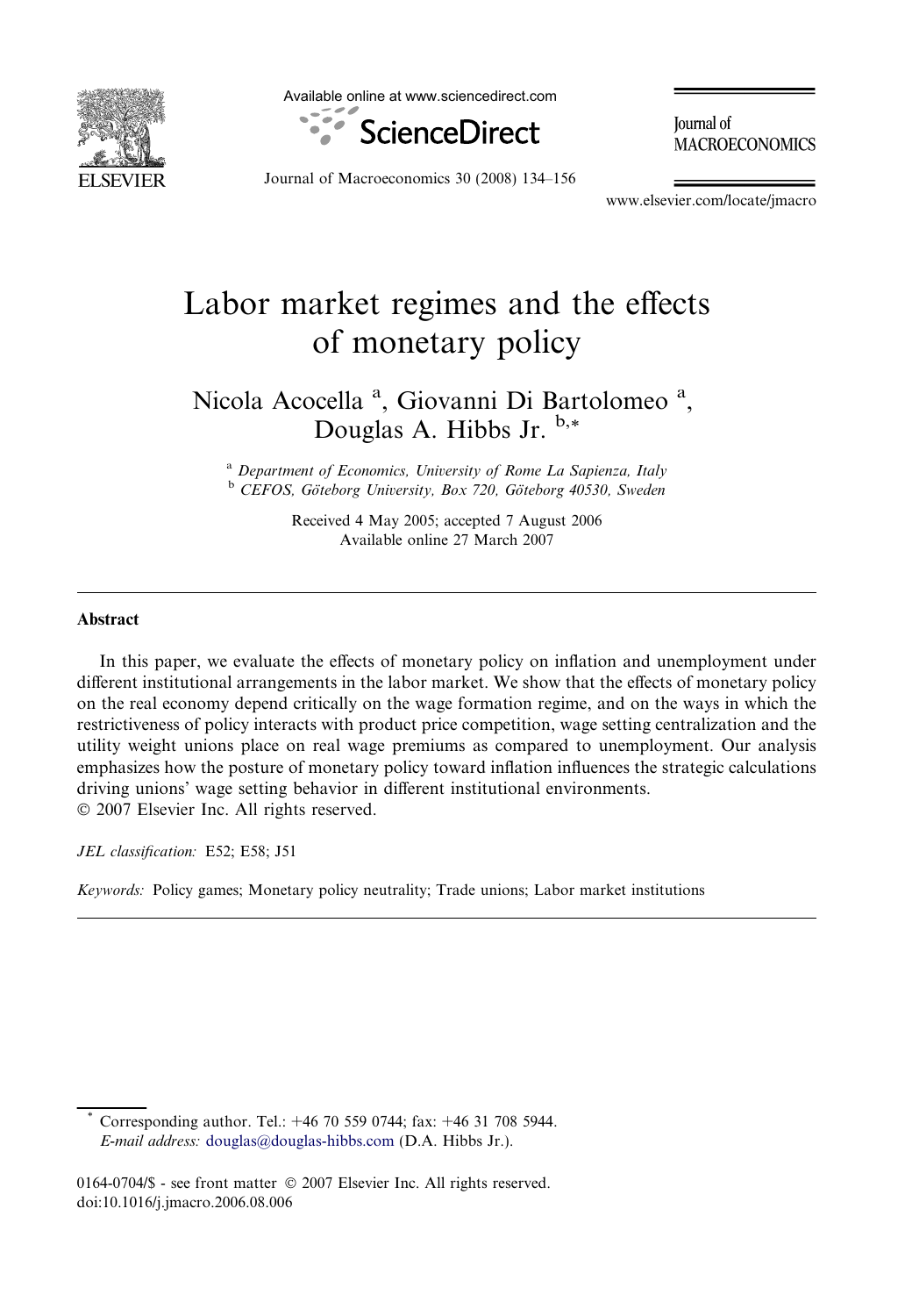# Labor market regimes and the effects of monetary policy

Nicola Acocella [a], Giovanni Di Bartolomeo [a], Douglas A. Hibbs Jr. [b,*]

[a] *Department of Economics, University of Rome La Sapienza, Italy*
[b] *CEFOS, Göteborg University, Box 720, Göteborg 40530, Sweden*

Received 4 May 2005; accepted 7 August 2006
Available online 27 March 2007

## Abstract

In this paper, we evaluate the effects of monetary policy on inflation and unemployment under different institutional arrangements in the labor market. We show that the effects of monetary policy on the real economy depend critically on the wage formation regime, and on the ways in which the restrictiveness of policy interacts with product price competition, wage setting centralization and the utility weight unions place on real wage premiums as compared to unemployment. Our analysis emphasizes how the posture of monetary policy toward inflation influences the strategic calculations driving unions' wage setting behavior in different institutional environments.
© 2007 Elsevier Inc. All rights reserved.

*JEL classification:* E52; E58; J51

*Keywords:* Policy games; Monetary policy neutrality; Trade unions; Labor market institutions

---

\* Corresponding author. Tel.: +46 70 559 0744; fax: +46 31 708 5944.
*E-mail address:* douglas@douglas-hibbs.com (D.A. Hibbs Jr.).

0164-0704/$ - see front matter © 2007 Elsevier Inc. All rights reserved.
doi:10.1016/j.jmacro.2006.08.006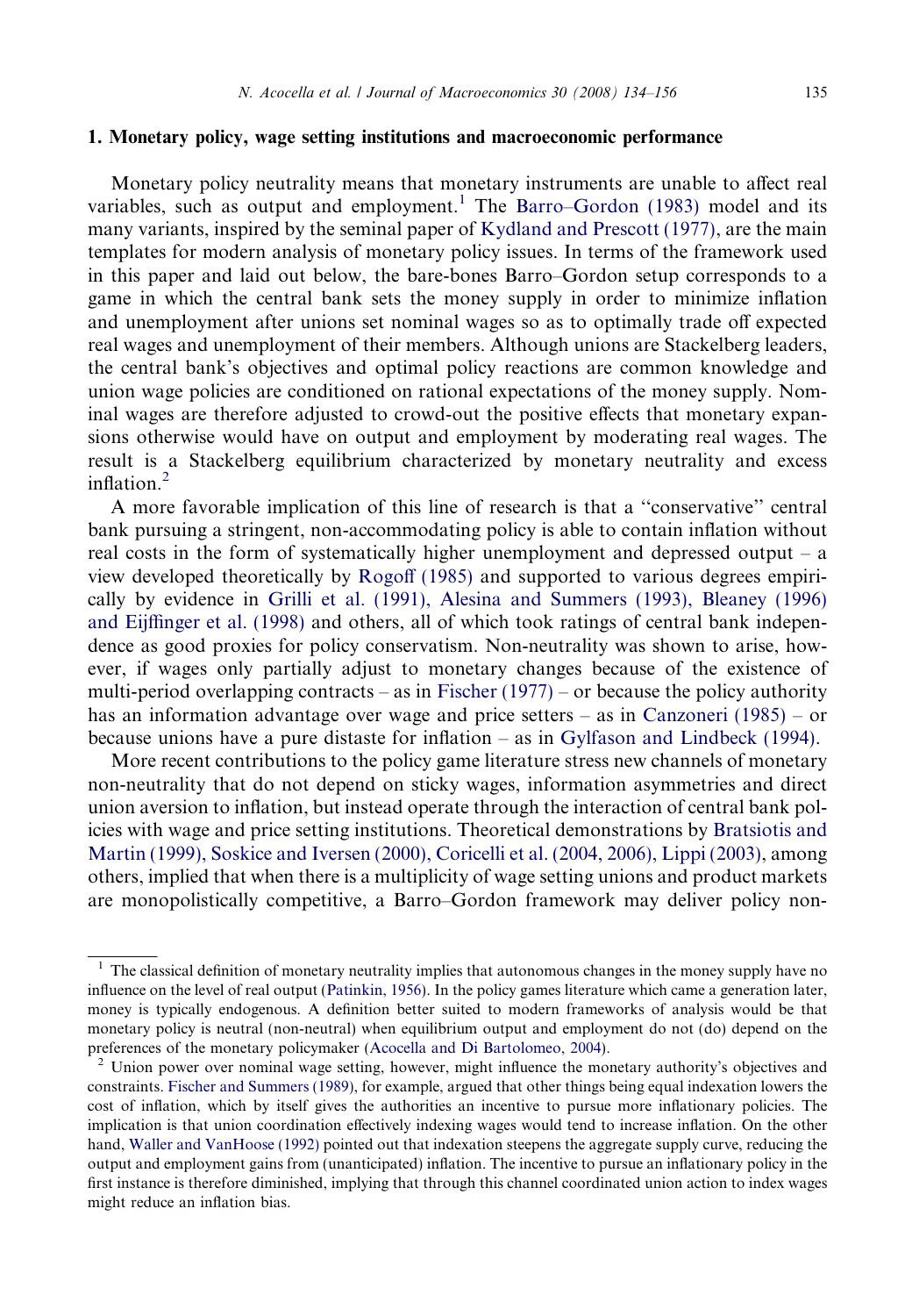## 1. Monetary policy, wage setting institutions and macroeconomic performance

Monetary policy neutrality means that monetary instruments are unable to affect real variables, such as output and employment.[1] The Barro–Gordon (1983) model and its many variants, inspired by the seminal paper of Kydland and Prescott (1977), are the main templates for modern analysis of monetary policy issues. In terms of the framework used in this paper and laid out below, the bare-bones Barro–Gordon setup corresponds to a game in which the central bank sets the money supply in order to minimize inflation and unemployment after unions set nominal wages so as to optimally trade off expected real wages and unemployment of their members. Although unions are Stackelberg leaders, the central bank's objectives and optimal policy reactions are common knowledge and union wage policies are conditioned on rational expectations of the money supply. Nominal wages are therefore adjusted to crowd-out the positive effects that monetary expansions otherwise would have on output and employment by moderating real wages. The result is a Stackelberg equilibrium characterized by monetary neutrality and excess inflation.[2]

A more favorable implication of this line of research is that a "conservative" central bank pursuing a stringent, non-accommodating policy is able to contain inflation without real costs in the form of systematically higher unemployment and depressed output – a view developed theoretically by Rogoff (1985) and supported to various degrees empirically by evidence in Grilli et al. (1991), Alesina and Summers (1993), Bleaney (1996) and Eijffinger et al. (1998) and others, all of which took ratings of central bank independence as good proxies for policy conservatism. Non-neutrality was shown to arise, however, if wages only partially adjust to monetary changes because of the existence of multi-period overlapping contracts – as in Fischer (1977) – or because the policy authority has an information advantage over wage and price setters – as in Canzoneri (1985) – or because unions have a pure distaste for inflation – as in Gylfason and Lindbeck (1994).

More recent contributions to the policy game literature stress new channels of monetary non-neutrality that do not depend on sticky wages, information asymmetries and direct union aversion to inflation, but instead operate through the interaction of central bank policies with wage and price setting institutions. Theoretical demonstrations by Bratsiotis and Martin (1999), Soskice and Iversen (2000), Coricelli et al. (2004, 2006), Lippi (2003), among others, implied that when there is a multiplicity of wage setting unions and product markets are monopolistically competitive, a Barro–Gordon framework may deliver policy non-

---

[1] The classical definition of monetary neutrality implies that autonomous changes in the money supply have no influence on the level of real output (Patinkin, 1956). In the policy games literature which came a generation later, money is typically endogenous. A definition better suited to modern frameworks of analysis would be that monetary policy is neutral (non-neutral) when equilibrium output and employment do not (do) depend on the preferences of the monetary policymaker (Acocella and Di Bartolomeo, 2004).

[2] Union power over nominal wage setting, however, might influence the monetary authority's objectives and constraints. Fischer and Summers (1989), for example, argued that other things being equal indexation lowers the cost of inflation, which by itself gives the authorities an incentive to pursue more inflationary policies. The implication is that union coordination effectively indexing wages would tend to increase inflation. On the other hand, Waller and VanHoose (1992) pointed out that indexation steepens the aggregate supply curve, reducing the output and employment gains from (unanticipated) inflation. The incentive to pursue an inflationary policy in the first instance is therefore diminished, implying that through this channel coordinated union action to index wages might reduce an inflation bias.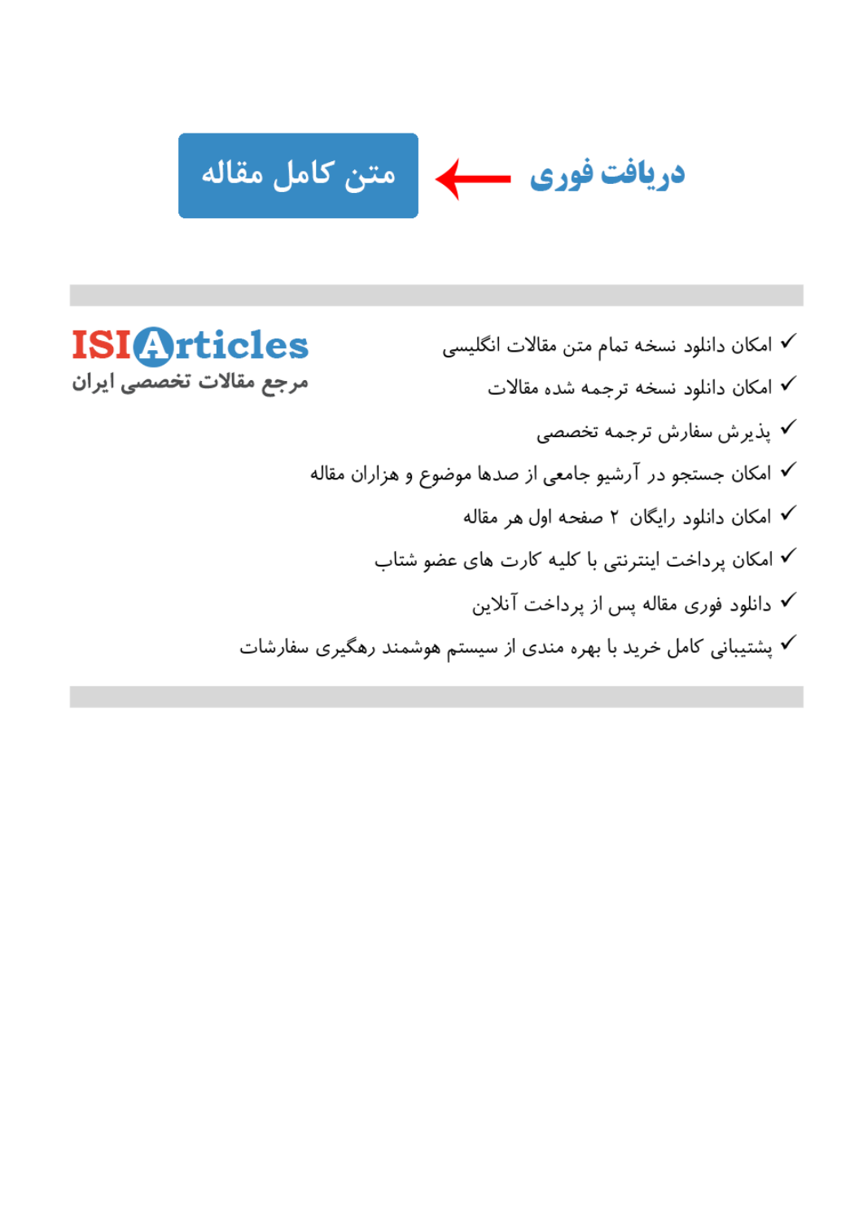دریافت فوری ← متن کامل مقاله

ISIArticles
مرجع مقالات تخصصی ایران

- ✓ امکان دانلود نسخه تمام متن مقالات انگلیسی
- ✓ امکان دانلود نسخه ترجمه شده مقالات
- ✓ پذیرش سفارش ترجمه تخصصی
- ✓ امکان جستجو در آرشیو جامعی از صدها موضوع و هزاران مقاله
- ✓ امکان دانلود رایگان ۲ صفحه اول هر مقاله
- ✓ امکان پرداخت اینترنتی با کلیه کارت های عضو شتاب
- ✓ دانلود فوری مقاله پس از پرداخت آنلاین
- ✓ پشتیبانی کامل خرید با بهره مندی از سیستم هوشمند رهگیری سفارشات